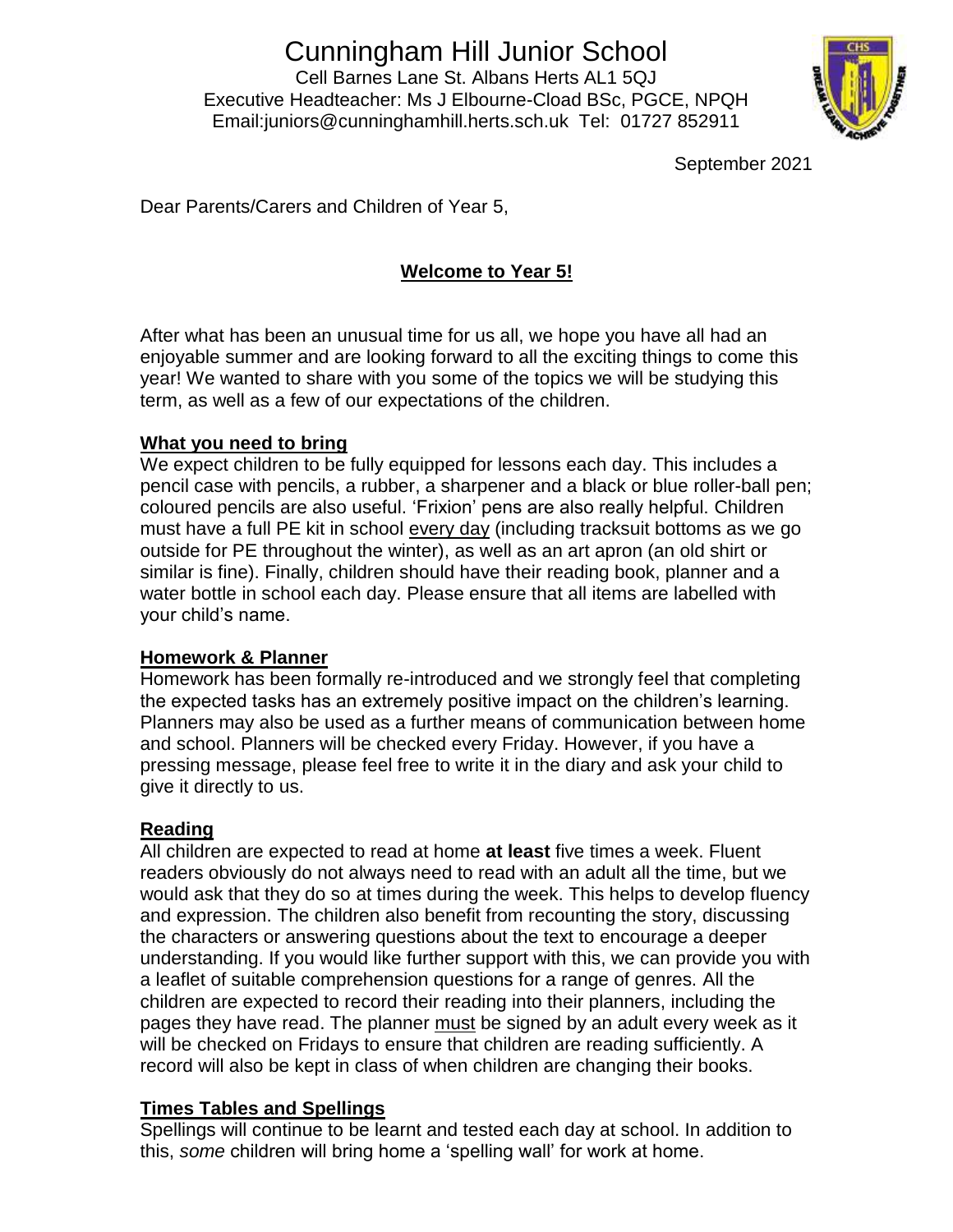# Cunningham Hill Junior School

Cell Barnes Lane St. Albans Herts AL1 5QJ
Executive Headteacher: Ms J Elbourne-Cload BSc, PGCE, NPQH
Email:juniors@cunninghamhill.herts.sch.uk Tel: 01727 852911

September 2021

Dear Parents/Carers and Children of Year 5,

## Welcome to Year 5!

After what has been an unusual time for us all, we hope you have all had an enjoyable summer and are looking forward to all the exciting things to come this year! We wanted to share with you some of the topics we will be studying this term, as well as a few of our expectations of the children.

### What you need to bring

We expect children to be fully equipped for lessons each day. This includes a pencil case with pencils, a rubber, a sharpener and a black or blue roller-ball pen; coloured pencils are also useful. 'Frixion' pens are also really helpful. Children must have a full PE kit in school every day (including tracksuit bottoms as we go outside for PE throughout the winter), as well as an art apron (an old shirt or similar is fine). Finally, children should have their reading book, planner and a water bottle in school each day. Please ensure that all items are labelled with your child's name.

### Homework & Planner

Homework has been formally re-introduced and we strongly feel that completing the expected tasks has an extremely positive impact on the children's learning. Planners may also be used as a further means of communication between home and school. Planners will be checked every Friday. However, if you have a pressing message, please feel free to write it in the diary and ask your child to give it directly to us.

### Reading

All children are expected to read at home **at least** five times a week. Fluent readers obviously do not always need to read with an adult all the time, but we would ask that they do so at times during the week. This helps to develop fluency and expression. The children also benefit from recounting the story, discussing the characters or answering questions about the text to encourage a deeper understanding. If you would like further support with this, we can provide you with a leaflet of suitable comprehension questions for a range of genres. All the children are expected to record their reading into their planners, including the pages they have read. The planner must be signed by an adult every week as it will be checked on Fridays to ensure that children are reading sufficiently. A record will also be kept in class of when children are changing their books.

### Times Tables and Spellings

Spellings will continue to be learnt and tested each day at school. In addition to this, *some* children will bring home a 'spelling wall' for work at home.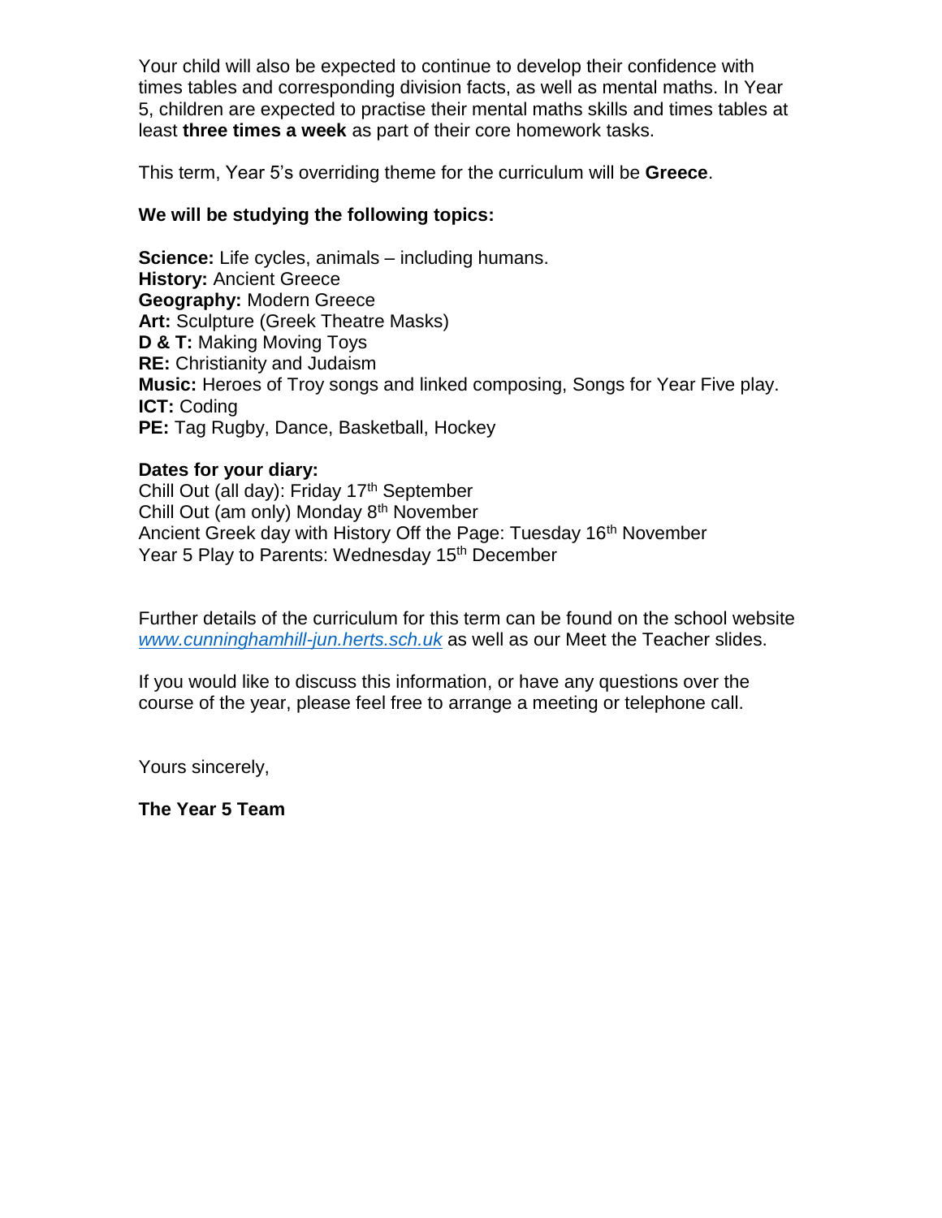Your child will also be expected to continue to develop their confidence with times tables and corresponding division facts, as well as mental maths. In Year 5, children are expected to practise their mental maths skills and times tables at least **three times a week** as part of their core homework tasks.

This term, Year 5's overriding theme for the curriculum will be **Greece**.

**We will be studying the following topics:**

**Science:** Life cycles, animals – including humans.
**History:** Ancient Greece
**Geography:** Modern Greece
**Art:** Sculpture (Greek Theatre Masks)
**D & T:** Making Moving Toys
**RE:** Christianity and Judaism
**Music:** Heroes of Troy songs and linked composing, Songs for Year Five play.
**ICT:** Coding
**PE:** Tag Rugby, Dance, Basketball, Hockey

**Dates for your diary:**
Chill Out (all day): Friday 17th September
Chill Out (am only) Monday 8th November
Ancient Greek day with History Off the Page: Tuesday 16th November
Year 5 Play to Parents: Wednesday 15th December

Further details of the curriculum for this term can be found on the school website *www.cunninghamhill-jun.herts.sch.uk* as well as our Meet the Teacher slides.

If you would like to discuss this information, or have any questions over the course of the year, please feel free to arrange a meeting or telephone call.

Yours sincerely,

**The Year 5 Team**